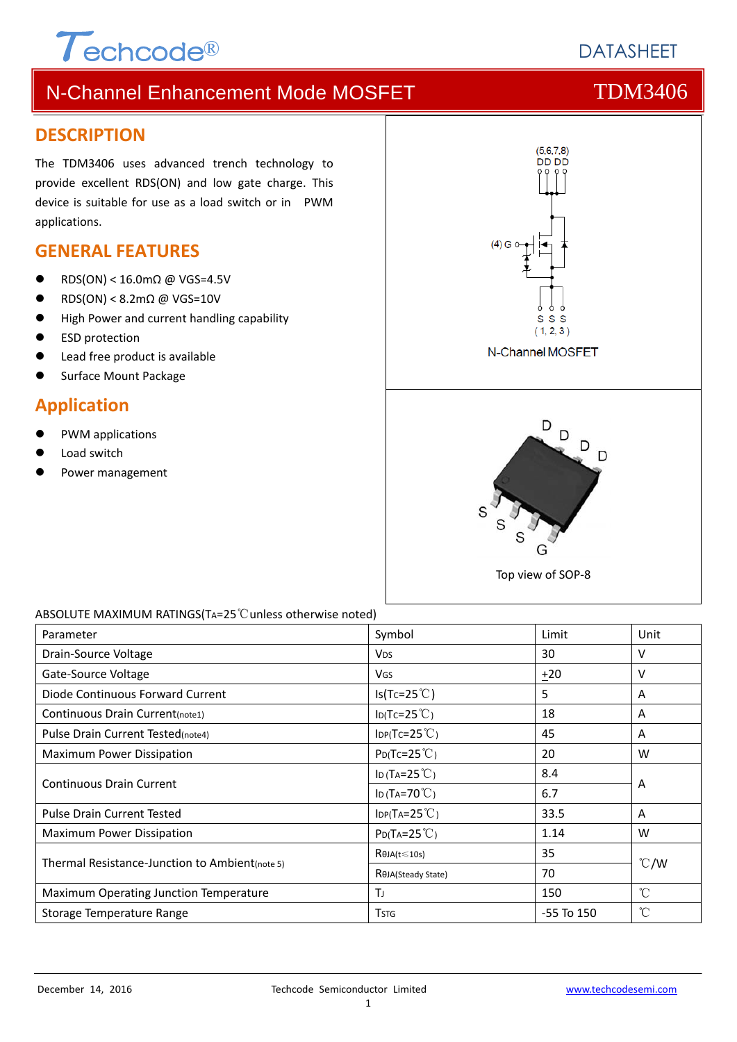Techcode®

DATASHEET

# N-Channel Enhancement Mode MOSFET TDM3406

## DESCRIPTION

The TDM3406 uses advanced trench technology to provide excellent RDS(ON) and low gate charge. This device is suitable for use as a load switch or in PWM applications.

## GENERAL FEATURES

- RDS(ON) < 16.0mΩ @ VGS=4.5V
- RDS(ON) < 8.2mΩ @ VGS=10V
- High Power and current handling capability
- ESD protection
- Lead free product is available
- Surface Mount Package

## Application

- PWM applications
- Load switch
- Power management

(5,6,7,8) DD DD

(4) G

S S S (1, 2, 3)

N-Channel MOSFET

D D D D

S S S G

Top view of SOP-8

ABSOLUTE MAXIMUM RATINGS($T_A$=25℃unless otherwise noted)

| Parameter | Symbol | Limit | Unit |
|---|---|---|---|
| Drain-Source Voltage | $V_{DS}$ | 30 | V |
| Gate-Source Voltage | $V_{GS}$ | ±20 | V |
| Diode Continuous Forward Current | $I_S$($T_C$=25℃) | 5 | A |
| Continuous Drain Current(note1) | $I_D$($T_C$=25℃) | 18 | A |
| Pulse Drain Current Tested(note4) | $I_{DP}$($T_C$=25℃) | 45 | A |
| Maximum Power Dissipation | $P_D$($T_C$=25℃) | 20 | W |
| Continuous Drain Current | $I_D$ ($T_A$=25℃) | 8.4 | A |
| | $I_D$ ($T_A$=70℃) | 6.7 | |
| Pulse Drain Current Tested | $I_{DP}$($T_A$=25℃) | 33.5 | A |
| Maximum Power Dissipation | $P_D$($T_A$=25℃) | 1.14 | W |
| Thermal Resistance-Junction to Ambient(note 5) | $R_{θJA}$(t≤10s) | 35 | ℃/W |
| | $R_{θJA}$(Steady State) | 70 | |
| Maximum Operating Junction Temperature | $T_J$ | 150 | ℃ |
| Storage Temperature Range | $T_{STG}$ | -55 To 150 | ℃ |

December 14, 2016 Techcode Semiconductor Limited www.techcodesemi.com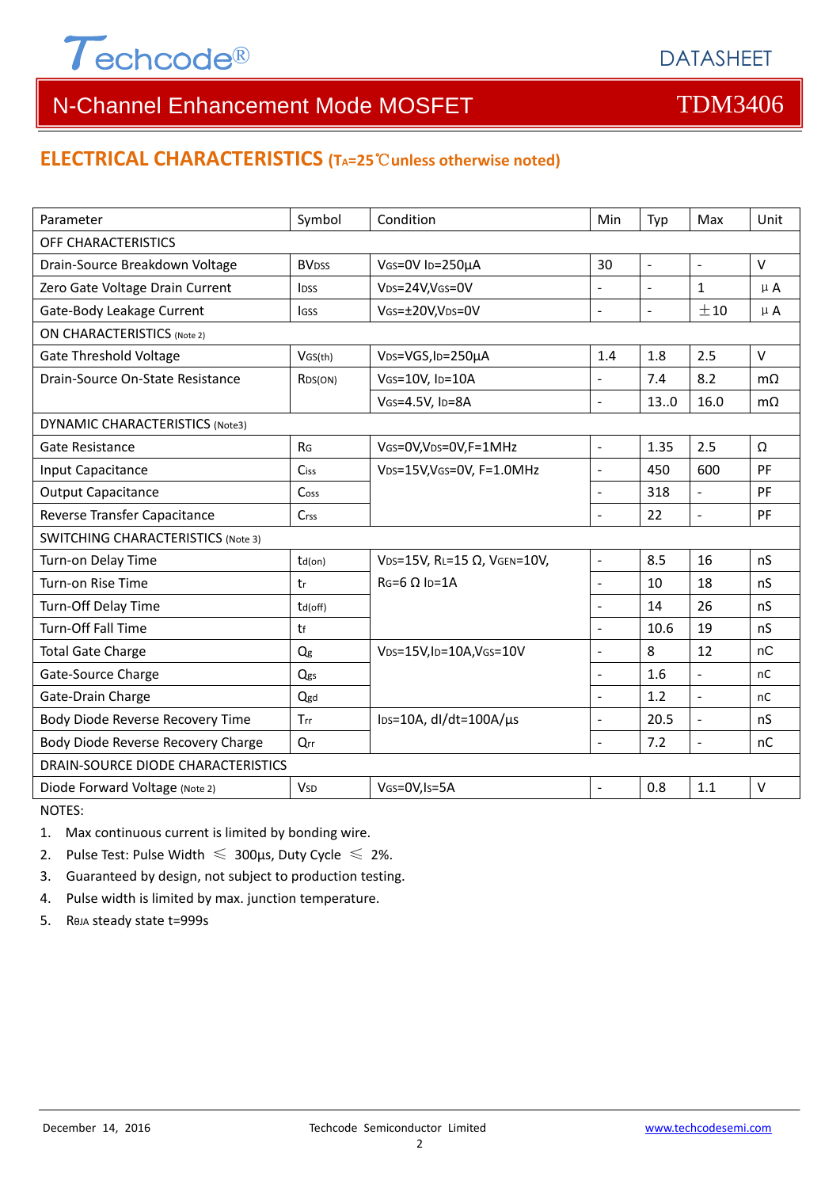## ELECTRICAL CHARACTERISTICS ($T_A$=25℃unless otherwise noted)

| Parameter | Symbol | Condition | Min | Typ | Max | Unit |
|---|---|---|---|---|---|---|
| OFF CHARACTERISTICS | | | | | | |
| Drain-Source Breakdown Voltage | $BV_{DSS}$ | $V_{GS}$=0V $I_D$=250µA | 30 | - | - | V |
| Zero Gate Voltage Drain Current | $I_{DSS}$ | $V_{DS}$=24V,$V_{GS}$=0V | - | - | 1 | μA |
| Gate-Body Leakage Current | $I_{GSS}$ | $V_{GS}$=±20V,$V_{DS}$=0V | - | - | ±10 | μA |
| ON CHARACTERISTICS (Note 2) | | | | | | |
| Gate Threshold Voltage | $V_{GS(th)}$ | $V_{DS}$=VGS,$I_D$=250µA | 1.4 | 1.8 | 2.5 | V |
| Drain-Source On-State Resistance | $R_{DS(ON)}$ | $V_{GS}$=10V, $I_D$=10A | - | 7.4 | 8.2 | mΩ |
| | | $V_{GS}$=4.5V, $I_D$=8A | - | 13..0 | 16.0 | mΩ |
| DYNAMIC CHARACTERISTICS (Note3) | | | | | | |
| Gate Resistance | $R_G$ | $V_{GS}$=0V,$V_{DS}$=0V,F=1MHz | - | 1.35 | 2.5 | Ω |
| Input Capacitance | $C_{iss}$ | $V_{DS}$=15V,$V_{GS}$=0V, F=1.0MHz | - | 450 | 600 | PF |
| Output Capacitance | $C_{oss}$ | | - | 318 | - | PF |
| Reverse Transfer Capacitance | $C_{rss}$ | | - | 22 | - | PF |
| SWITCHING CHARACTERISTICS (Note 3) | | | | | | |
| Turn-on Delay Time | $t_{d(on)}$ | $V_{DS}$=15V, $R_L$=15 Ω, $V_{GEN}$=10V, $R_G$=6 Ω $I_D$=1A | - | 8.5 | 16 | nS |
| Turn-on Rise Time | $t_r$ | | - | 10 | 18 | nS |
| Turn-Off Delay Time | $t_{d(off)}$ | | - | 14 | 26 | nS |
| Turn-Off Fall Time | $t_f$ | | - | 10.6 | 19 | nS |
| Total Gate Charge | $Q_g$ | $V_{DS}$=15V,$I_D$=10A,$V_{GS}$=10V | - | 8 | 12 | nC |
| Gate-Source Charge | $Q_{gs}$ | | - | 1.6 | - | nC |
| Gate-Drain Charge | $Q_{gd}$ | | - | 1.2 | - | nC |
| Body Diode Reverse Recovery Time | $T_{rr}$ | $I_{DS}$=10A, dI/dt=100A/µs | - | 20.5 | - | nS |
| Body Diode Reverse Recovery Charge | $Q_{rr}$ | | - | 7.2 | - | nC |
| DRAIN-SOURCE DIODE CHARACTERISTICS | | | | | | |
| Diode Forward Voltage (Note 2) | $V_{SD}$ | $V_{GS}$=0V,$I_S$=5A | - | 0.8 | 1.1 | V |

NOTES:

1. Max continuous current is limited by bonding wire.
2. Pulse Test: Pulse Width ≤ 300µs, Duty Cycle ≤ 2%.
3. Guaranteed by design, not subject to production testing.
4. Pulse width is limited by max. junction temperature.
5. $R_{\theta JA}$ steady state t=999s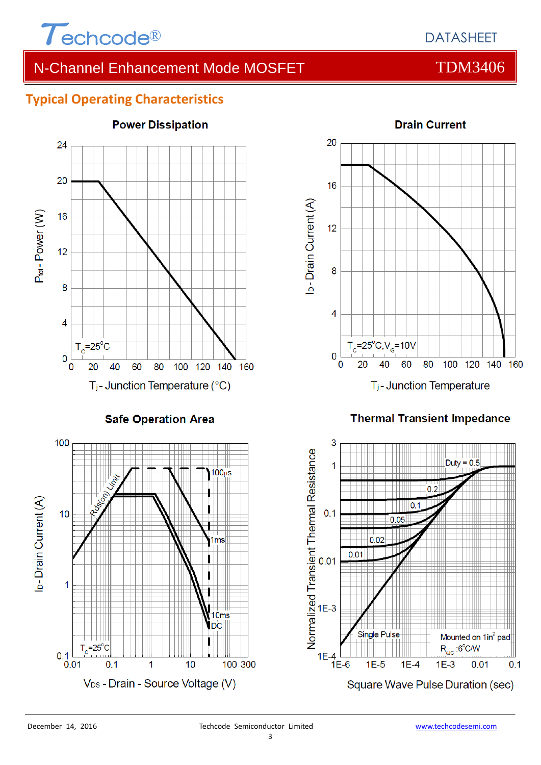# N-Channel Enhancement Mode MOSFET — TDM3406

## Typical Operating Characteristics

### Power Dissipation

$P_{tot}$ - Power (W)

$T_C$=25°C

$T_j$ - Junction Temperature (°C)

### Drain Current

$I_D$ - Drain Current (A)

$T_C$=25°C, $V_G$=10V

$T_j$ - Junction Temperature

### Safe Operation Area

$I_D$ - Drain Current (A)

Rds(on) Limit

100μs

1ms

10ms

DC

$T_C$=25°C

$V_{DS}$ - Drain - Source Voltage (V)

### Thermal Transient Impedance

Normalized Transient Thermal Resistance

Duty = 0.5

0.2

0.1

0.05

0.02

0.01

Single Pulse

Mounted on 1in² pad

$R_{\theta JC}$ :6°C/W

Square Wave Pulse Duration (sec)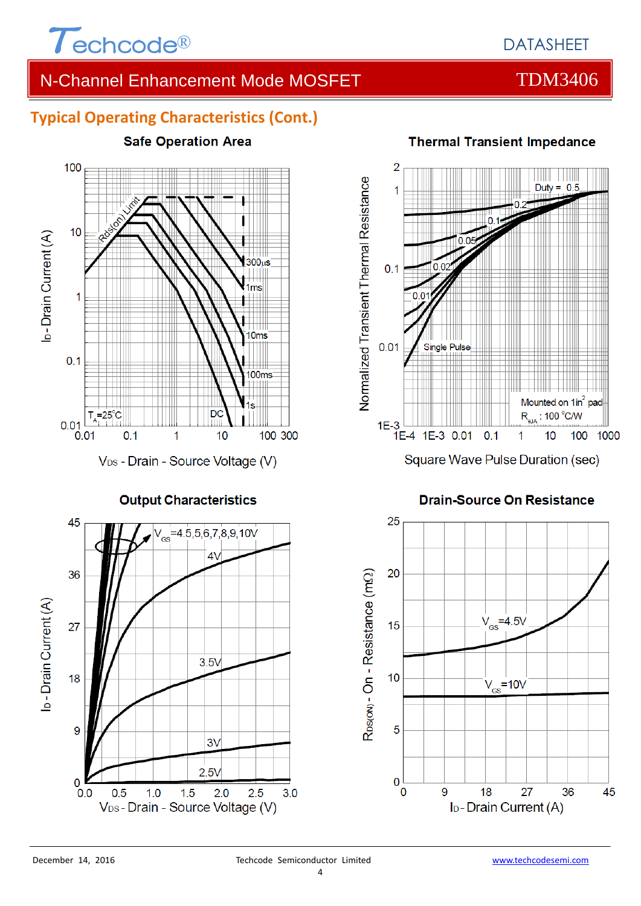## Typical Operating Characteristics (Cont.)

**Safe Operation Area**

**Thermal Transient Impedance**

**Output Characteristics**

**Drain-Source On Resistance**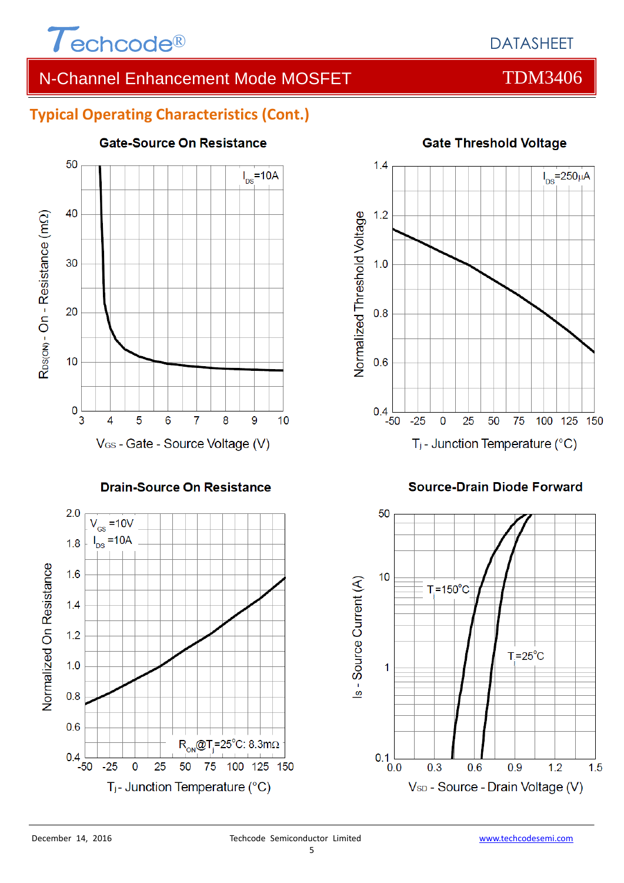## Typical Operating Characteristics (Cont.)

**Gate-Source On Resistance**

$I_{DS}$=10A

$R_{DS(ON)}$ - On - Resistance (mΩ)

$V_{GS}$ - Gate - Source Voltage (V)

**Gate Threshold Voltage**

$I_{DS}$=250μA

Normalized Threshold Voltage

$T_j$ - Junction Temperature (°C)

**Drain-Source On Resistance**

$V_{GS}$=10V
$I_{DS}$=10A

$R_{ON}$@$T_j$=25°C: 8.3mΩ

Normalized On Resistance

$T_j$ - Junction Temperature (°C)

**Source-Drain Diode Forward**

$T_j$=150°C

$T_j$=25°C

$I_S$ - Source Current (A)

$V_{SD}$ - Source - Drain Voltage (V)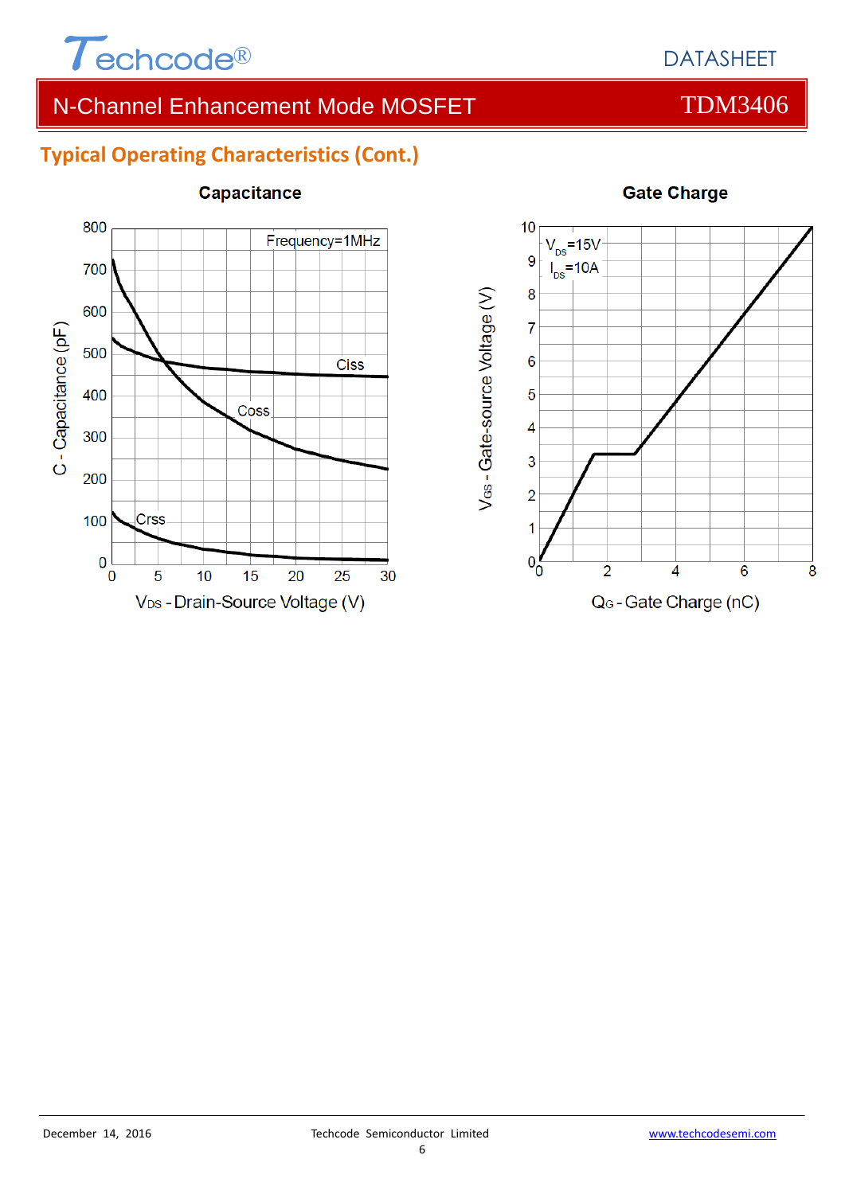## Typical Operating Characteristics (Cont.)

**Capacitance**

Frequency=1MHz

Ciss

Coss

Crss

C - Capacitance (pF)

$V_{DS}$ - Drain-Source Voltage (V)

**Gate Charge**

$V_{DS}$=15V

$I_{DS}$=10A

$V_{GS}$ - Gate-source Voltage (V)

$Q_G$ - Gate Charge (nC)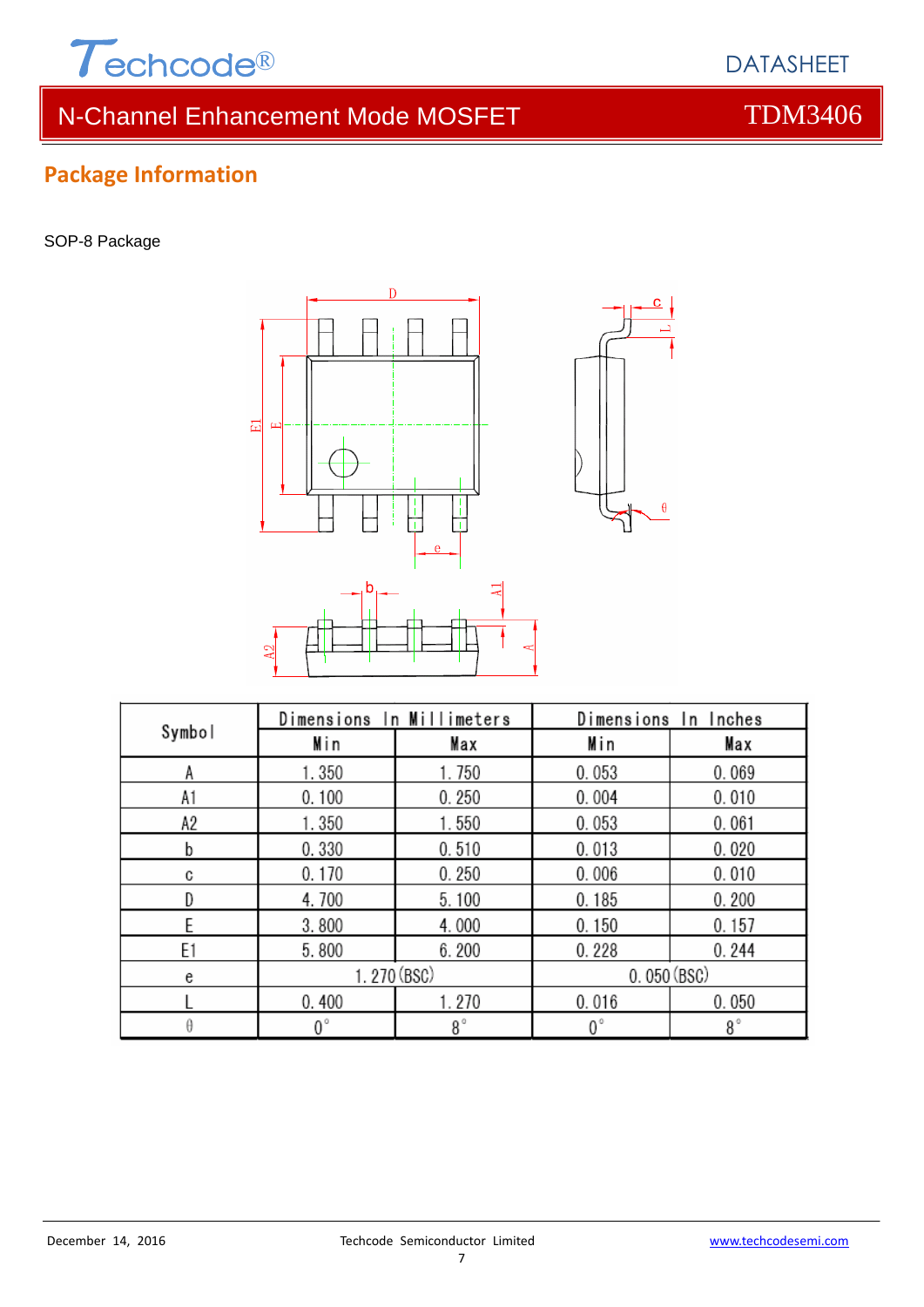## Package Information

SOP-8 Package

| Symbol | Dimensions In Millimeters | | Dimensions In Inches | |
|---|---|---|---|---|
| | Min | Max | Min | Max |
| A | 1.350 | 1.750 | 0.053 | 0.069 |
| A1 | 0.100 | 0.250 | 0.004 | 0.010 |
| A2 | 1.350 | 1.550 | 0.053 | 0.061 |
| b | 0.330 | 0.510 | 0.013 | 0.020 |
| c | 0.170 | 0.250 | 0.006 | 0.010 |
| D | 4.700 | 5.100 | 0.185 | 0.200 |
| E | 3.800 | 4.000 | 0.150 | 0.157 |
| E1 | 5.800 | 6.200 | 0.228 | 0.244 |
| e | 1.270 (BSC) | | 0.050 (BSC) | |
| L | 0.400 | 1.270 | 0.016 | 0.050 |
| θ | 0° | 8° | 0° | 8° |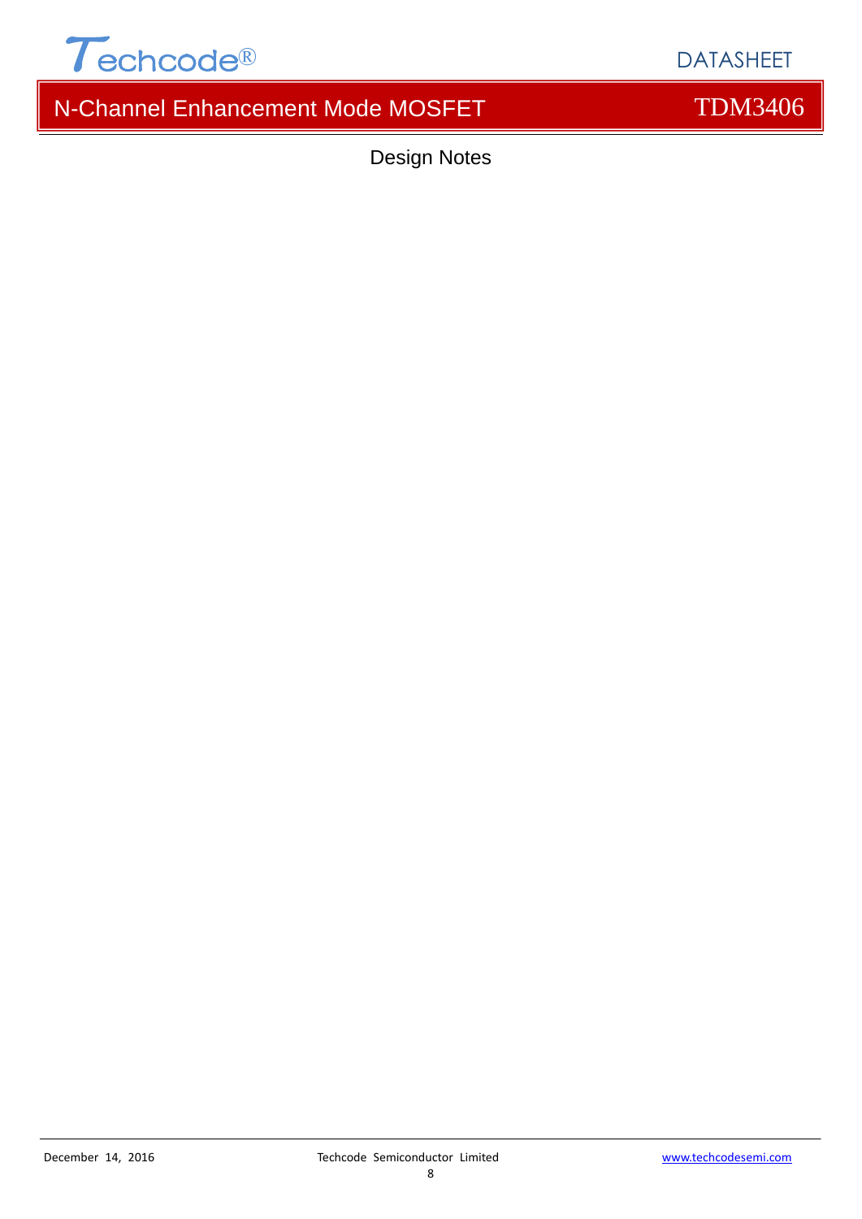Design Notes